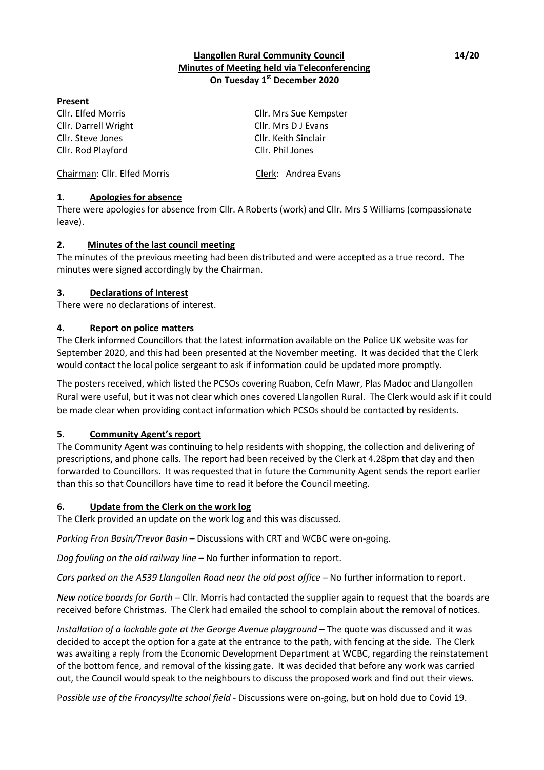**Llangollen Rural Community Council**
**Minutes of Meeting held via Teleconferencing**
**On Tuesday 1st December 2020**

14/20

**Present**

| | |
|---|---|
| Cllr. Elfed Morris | Cllr. Mrs Sue Kempster |
| Cllr. Darrell Wright | Cllr. Mrs D J Evans |
| Cllr. Steve Jones | Cllr. Keith Sinclair |
| Cllr. Rod Playford | Cllr. Phil Jones |

Chairman: Cllr. Elfed Morris    Clerk: Andrea Evans

## 1. Apologies for absence

There were apologies for absence from Cllr. A Roberts (work) and Cllr. Mrs S Williams (compassionate leave).

## 2. Minutes of the last council meeting

The minutes of the previous meeting had been distributed and were accepted as a true record. The minutes were signed accordingly by the Chairman.

## 3. Declarations of Interest

There were no declarations of interest.

## 4. Report on police matters

The Clerk informed Councillors that the latest information available on the Police UK website was for September 2020, and this had been presented at the November meeting. It was decided that the Clerk would contact the local police sergeant to ask if information could be updated more promptly.

The posters received, which listed the PCSOs covering Ruabon, Cefn Mawr, Plas Madoc and Llangollen Rural were useful, but it was not clear which ones covered Llangollen Rural. The Clerk would ask if it could be made clear when providing contact information which PCSOs should be contacted by residents.

## 5. Community Agent's report

The Community Agent was continuing to help residents with shopping, the collection and delivering of prescriptions, and phone calls. The report had been received by the Clerk at 4.28pm that day and then forwarded to Councillors. It was requested that in future the Community Agent sends the report earlier than this so that Councillors have time to read it before the Council meeting.

## 6. Update from the Clerk on the work log

The Clerk provided an update on the work log and this was discussed.

*Parking Fron Basin/Trevor Basin* – Discussions with CRT and WCBC were on-going.

*Dog fouling on the old railway line* – No further information to report.

*Cars parked on the A539 Llangollen Road near the old post office* – No further information to report.

*New notice boards for Garth* – Cllr. Morris had contacted the supplier again to request that the boards are received before Christmas. The Clerk had emailed the school to complain about the removal of notices.

*Installation of a lockable gate at the George Avenue playground* – The quote was discussed and it was decided to accept the option for a gate at the entrance to the path, with fencing at the side. The Clerk was awaiting a reply from the Economic Development Department at WCBC, regarding the reinstatement of the bottom fence, and removal of the kissing gate. It was decided that before any work was carried out, the Council would speak to the neighbours to discuss the proposed work and find out their views.

*Possible use of the Froncysyllte school field* - Discussions were on-going, but on hold due to Covid 19.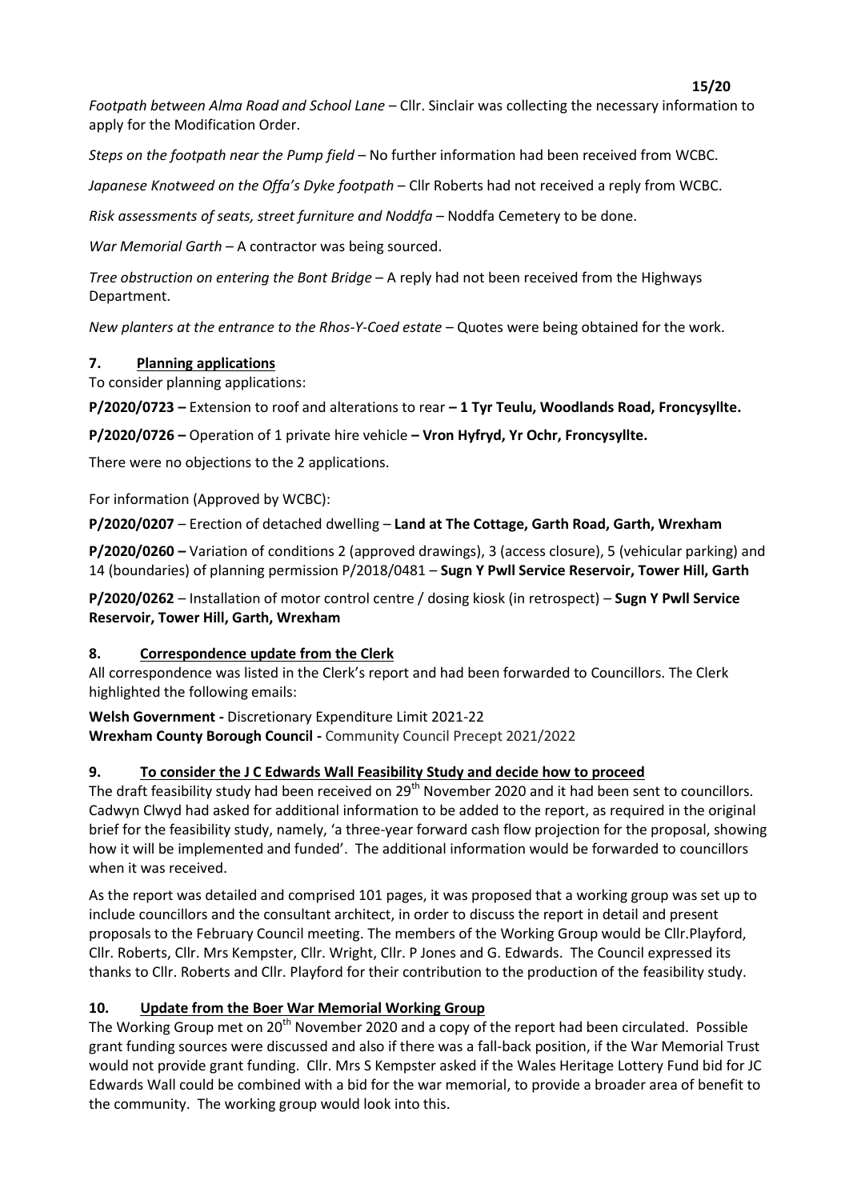*Footpath between Alma Road and School Lane* – Cllr. Sinclair was collecting the necessary information to apply for the Modification Order.

*Steps on the footpath near the Pump field* – No further information had been received from WCBC.

*Japanese Knotweed on the Offa's Dyke footpath* – Cllr Roberts had not received a reply from WCBC.

*Risk assessments of seats, street furniture and Noddfa* – Noddfa Cemetery to be done.

*War Memorial Garth* – A contractor was being sourced.

*Tree obstruction on entering the Bont Bridge* – A reply had not been received from the Highways Department.

*New planters at the entrance to the Rhos-Y-Coed estate* – Quotes were being obtained for the work.

## 7. Planning applications

To consider planning applications:

**P/2020/0723 –** Extension to roof and alterations to rear **– 1 Tyr Teulu, Woodlands Road, Froncysyllte.**

**P/2020/0726 –** Operation of 1 private hire vehicle **– Vron Hyfryd, Yr Ochr, Froncysyllte.**

There were no objections to the 2 applications.

For information (Approved by WCBC):

**P/2020/0207** – Erection of detached dwelling – **Land at The Cottage, Garth Road, Garth, Wrexham**

**P/2020/0260 –** Variation of conditions 2 (approved drawings), 3 (access closure), 5 (vehicular parking) and 14 (boundaries) of planning permission P/2018/0481 – **Sugn Y Pwll Service Reservoir, Tower Hill, Garth**

**P/2020/0262** – Installation of motor control centre / dosing kiosk (in retrospect) – **Sugn Y Pwll Service Reservoir, Tower Hill, Garth, Wrexham**

## 8. Correspondence update from the Clerk

All correspondence was listed in the Clerk's report and had been forwarded to Councillors. The Clerk highlighted the following emails:

**Welsh Government -** Discretionary Expenditure Limit 2021-22
**Wrexham County Borough Council -** Community Council Precept 2021/2022

## 9. To consider the J C Edwards Wall Feasibility Study and decide how to proceed

The draft feasibility study had been received on 29th November 2020 and it had been sent to councillors. Cadwyn Clwyd had asked for additional information to be added to the report, as required in the original brief for the feasibility study, namely, 'a three-year forward cash flow projection for the proposal, showing how it will be implemented and funded'. The additional information would be forwarded to councillors when it was received.

As the report was detailed and comprised 101 pages, it was proposed that a working group was set up to include councillors and the consultant architect, in order to discuss the report in detail and present proposals to the February Council meeting. The members of the Working Group would be Cllr.Playford, Cllr. Roberts, Cllr. Mrs Kempster, Cllr. Wright, Cllr. P Jones and G. Edwards. The Council expressed its thanks to Cllr. Roberts and Cllr. Playford for their contribution to the production of the feasibility study.

## 10. Update from the Boer War Memorial Working Group

The Working Group met on 20th November 2020 and a copy of the report had been circulated. Possible grant funding sources were discussed and also if there was a fall-back position, if the War Memorial Trust would not provide grant funding. Cllr. Mrs S Kempster asked if the Wales Heritage Lottery Fund bid for JC Edwards Wall could be combined with a bid for the war memorial, to provide a broader area of benefit to the community. The working group would look into this.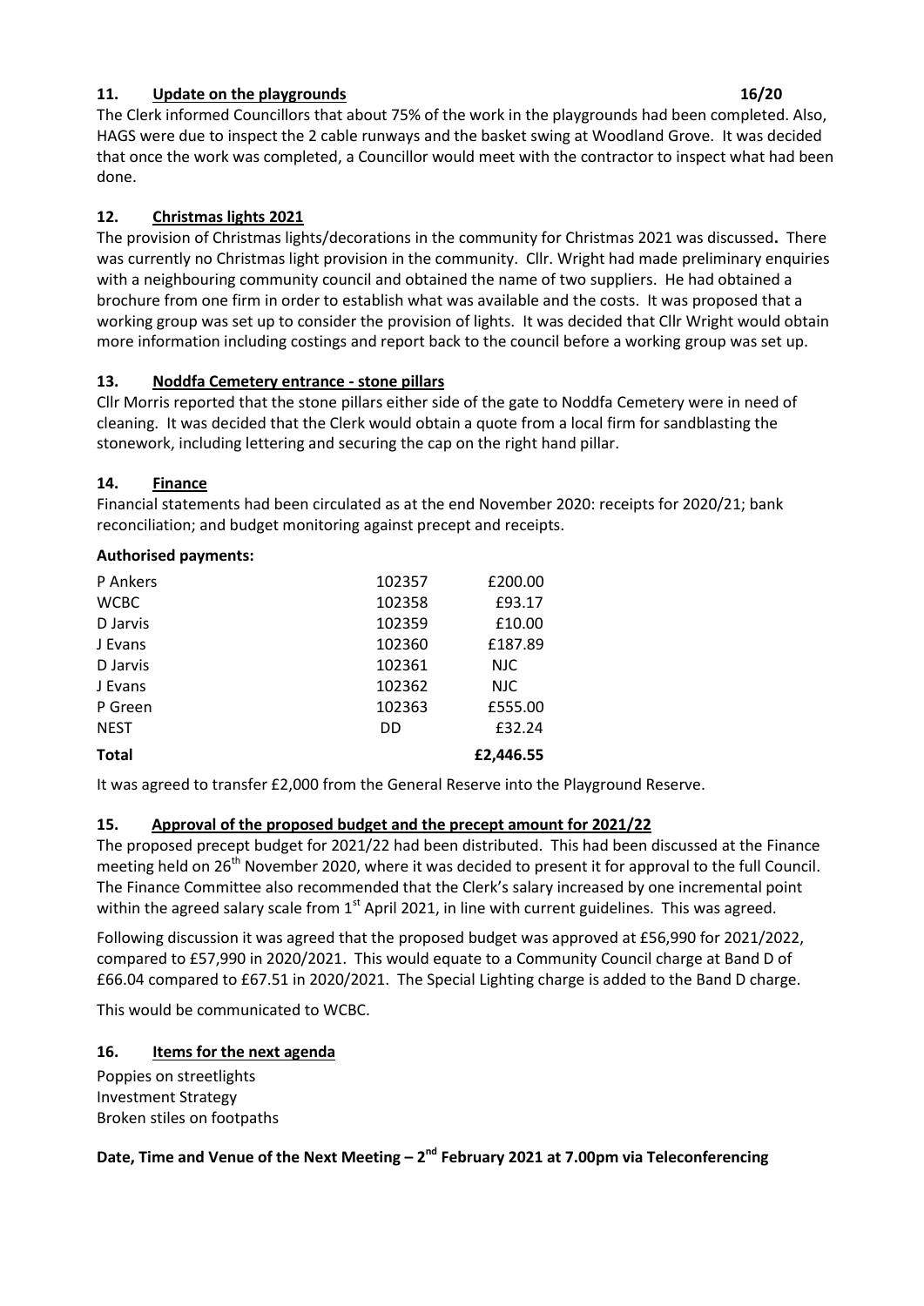## 11. Update on the playgrounds 16/20

The Clerk informed Councillors that about 75% of the work in the playgrounds had been completed. Also, HAGS were due to inspect the 2 cable runways and the basket swing at Woodland Grove. It was decided that once the work was completed, a Councillor would meet with the contractor to inspect what had been done.

## 12. Christmas lights 2021

The provision of Christmas lights/decorations in the community for Christmas 2021 was discussed**.** There was currently no Christmas light provision in the community. Cllr. Wright had made preliminary enquiries with a neighbouring community council and obtained the name of two suppliers. He had obtained a brochure from one firm in order to establish what was available and the costs. It was proposed that a working group was set up to consider the provision of lights. It was decided that Cllr Wright would obtain more information including costings and report back to the council before a working group was set up.

## 13. Noddfa Cemetery entrance - stone pillars

Cllr Morris reported that the stone pillars either side of the gate to Noddfa Cemetery were in need of cleaning. It was decided that the Clerk would obtain a quote from a local firm for sandblasting the stonework, including lettering and securing the cap on the right hand pillar.

## 14. Finance

Financial statements had been circulated as at the end November 2020: receipts for 2020/21; bank reconciliation; and budget monitoring against precept and receipts.

**Authorised payments:**

| | | |
|---|---|---|
| P Ankers | 102357 | £200.00 |
| WCBC | 102358 | £93.17 |
| D Jarvis | 102359 | £10.00 |
| J Evans | 102360 | £187.89 |
| D Jarvis | 102361 | NJC |
| J Evans | 102362 | NJC |
| P Green | 102363 | £555.00 |
| NEST | DD | £32.24 |
| **Total** | | **£2,446.55** |

It was agreed to transfer £2,000 from the General Reserve into the Playground Reserve.

## 15. Approval of the proposed budget and the precept amount for 2021/22

The proposed precept budget for 2021/22 had been distributed. This had been discussed at the Finance meeting held on 26th November 2020, where it was decided to present it for approval to the full Council. The Finance Committee also recommended that the Clerk's salary increased by one incremental point within the agreed salary scale from 1st April 2021, in line with current guidelines. This was agreed.

Following discussion it was agreed that the proposed budget was approved at £56,990 for 2021/2022, compared to £57,990 in 2020/2021. This would equate to a Community Council charge at Band D of £66.04 compared to £67.51 in 2020/2021. The Special Lighting charge is added to the Band D charge.

This would be communicated to WCBC.

## 16. Items for the next agenda

Poppies on streetlights
Investment Strategy
Broken stiles on footpaths

**Date, Time and Venue of the Next Meeting – 2nd February 2021 at 7.00pm via Teleconferencing**